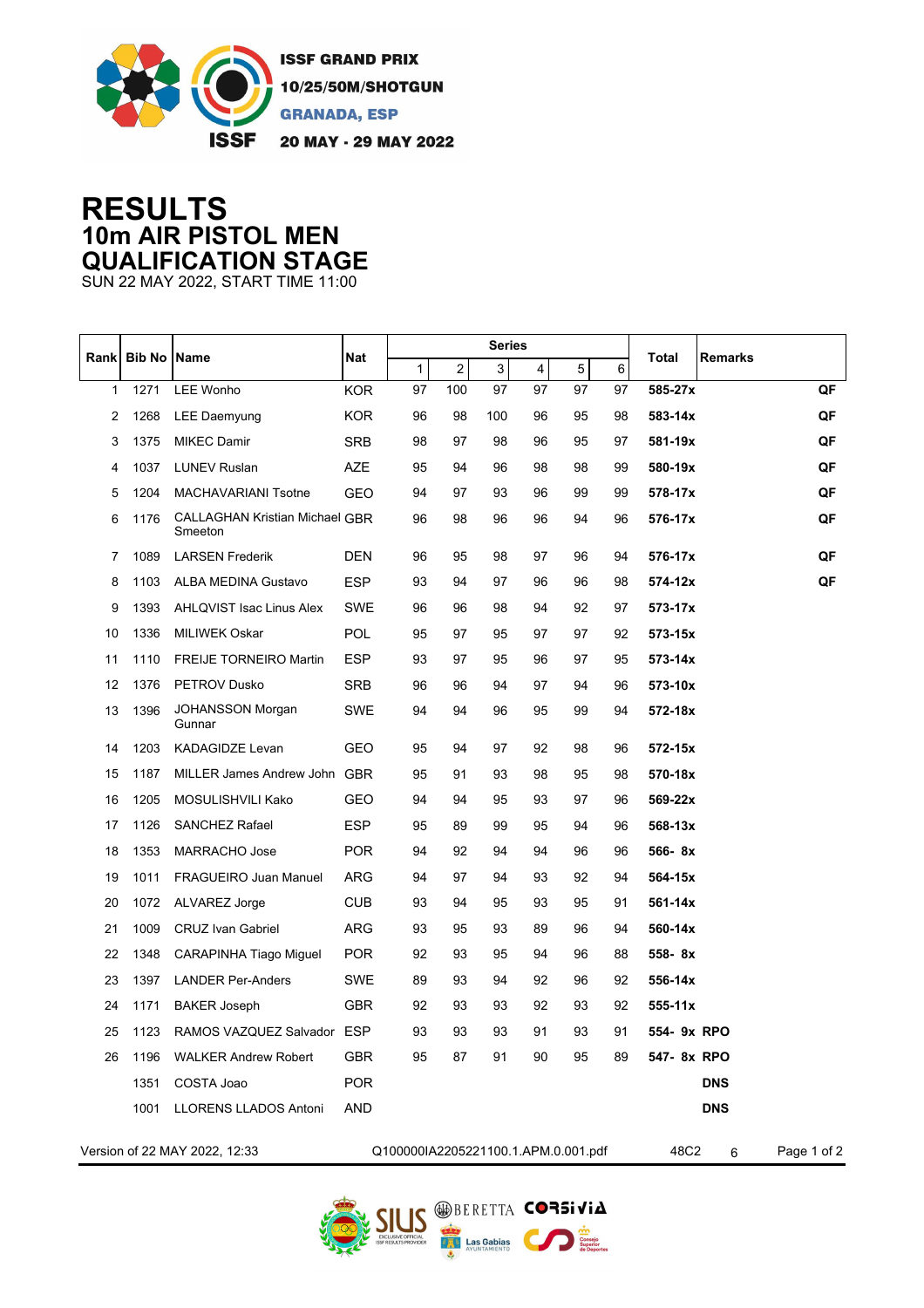ISSF GRAND PRIX
10/25/50M/SHOTGUN
GRANADA, ESP
20 MAY - 29 MAY 2022

# RESULTS
## 10m AIR PISTOL MEN
## QUALIFICATION STAGE

SUN 22 MAY 2022, START TIME 11:00

| Rank | Bib No | Name | Nat | Series 1 | 2 | 3 | 4 | 5 | 6 | Total | Remarks | |
|---|---|---|---|---|---|---|---|---|---|---|---|---|
| 1 | 1271 | LEE Wonho | KOR | 97 | 100 | 97 | 97 | 97 | 97 | 585-27x | | QF |
| 2 | 1268 | LEE Daemyung | KOR | 96 | 98 | 100 | 96 | 95 | 98 | 583-14x | | QF |
| 3 | 1375 | MIKEC Damir | SRB | 98 | 97 | 98 | 96 | 95 | 97 | 581-19x | | QF |
| 4 | 1037 | LUNEV Ruslan | AZE | 95 | 94 | 96 | 98 | 98 | 99 | 580-19x | | QF |
| 5 | 1204 | MACHAVARIANI Tsotne | GEO | 94 | 97 | 93 | 96 | 99 | 99 | 578-17x | | QF |
| 6 | 1176 | CALLAGHAN Kristian Michael Smeeton | GBR | 96 | 98 | 96 | 96 | 94 | 96 | 576-17x | | QF |
| 7 | 1089 | LARSEN Frederik | DEN | 96 | 95 | 98 | 97 | 96 | 94 | 576-17x | | QF |
| 8 | 1103 | ALBA MEDINA Gustavo | ESP | 93 | 94 | 97 | 96 | 96 | 98 | 574-12x | | QF |
| 9 | 1393 | AHLQVIST Isac Linus Alex | SWE | 96 | 96 | 98 | 94 | 92 | 97 | 573-17x | | |
| 10 | 1336 | MILIWEK Oskar | POL | 95 | 97 | 95 | 97 | 97 | 92 | 573-15x | | |
| 11 | 1110 | FREIJE TORNEIRO Martin | ESP | 93 | 97 | 95 | 96 | 97 | 95 | 573-14x | | |
| 12 | 1376 | PETROV Dusko | SRB | 96 | 96 | 94 | 97 | 94 | 96 | 573-10x | | |
| 13 | 1396 | JOHANSSON Morgan Gunnar | SWE | 94 | 94 | 96 | 95 | 99 | 94 | 572-18x | | |
| 14 | 1203 | KADAGIDZE Levan | GEO | 95 | 94 | 97 | 92 | 98 | 96 | 572-15x | | |
| 15 | 1187 | MILLER James Andrew John | GBR | 95 | 91 | 93 | 98 | 95 | 98 | 570-18x | | |
| 16 | 1205 | MOSULISHVILI Kako | GEO | 94 | 94 | 95 | 93 | 97 | 96 | 569-22x | | |
| 17 | 1126 | SANCHEZ Rafael | ESP | 95 | 89 | 99 | 95 | 94 | 96 | 568-13x | | |
| 18 | 1353 | MARRACHO Jose | POR | 94 | 92 | 94 | 94 | 96 | 96 | 566- 8x | | |
| 19 | 1011 | FRAGUEIRO Juan Manuel | ARG | 94 | 97 | 94 | 93 | 92 | 94 | 564-15x | | |
| 20 | 1072 | ALVAREZ Jorge | CUB | 93 | 94 | 95 | 93 | 95 | 91 | 561-14x | | |
| 21 | 1009 | CRUZ Ivan Gabriel | ARG | 93 | 95 | 93 | 89 | 96 | 94 | 560-14x | | |
| 22 | 1348 | CARAPINHA Tiago Miguel | POR | 92 | 93 | 95 | 94 | 96 | 88 | 558- 8x | | |
| 23 | 1397 | LANDER Per-Anders | SWE | 89 | 93 | 94 | 92 | 96 | 92 | 556-14x | | |
| 24 | 1171 | BAKER Joseph | GBR | 92 | 93 | 93 | 92 | 93 | 92 | 555-11x | | |
| 25 | 1123 | RAMOS VAZQUEZ Salvador | ESP | 93 | 93 | 93 | 91 | 93 | 91 | 554- 9x | RPO | |
| 26 | 1196 | WALKER Andrew Robert | GBR | 95 | 87 | 91 | 90 | 95 | 89 | 547- 8x | RPO | |
| | 1351 | COSTA Joao | POR | | | | | | | | DNS | |
| | 1001 | LLORENS LLADOS Antoni | AND | | | | | | | | DNS | |

Version of 22 MAY 2022, 12:33 | Q100000IA2205221100.1.APM.0.001.pdf | 48C2 | 6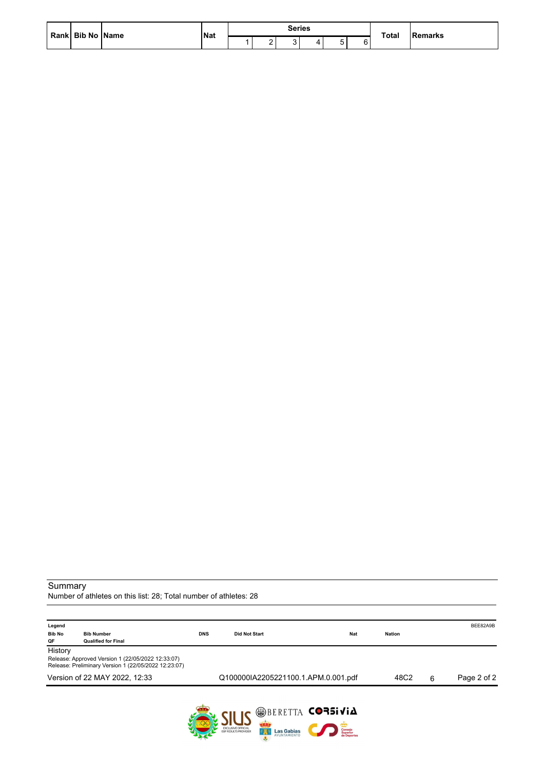| Rank | Bib No | Name | Nat | Series | | | | | | Total | Remarks |
|---|---|---|---|---|---|---|---|---|---|---|---|
| | | | | 1 | 2 | 3 | 4 | 5 | 6 | | |

## Summary

Number of athletes on this list: 28; Total number of athletes: 28

**Legend**

| | | | | | |
|---|---|---|---|---|---|
| **Bib No** | **Bib Number** | **DNS** | **Did Not Start** | **Nat** | **Nation** |
| **QF** | **Qualified for Final** | | | | |

BEE82A9B

History

Release: Approved Version 1 (22/05/2022 12:33:07)
Release: Preliminary Version 1 (22/05/2022 12:23:07)

Version of 22 MAY 2022, 12:33 Q100000IA2205221100.1.APM.0.001.pdf 48C2 6